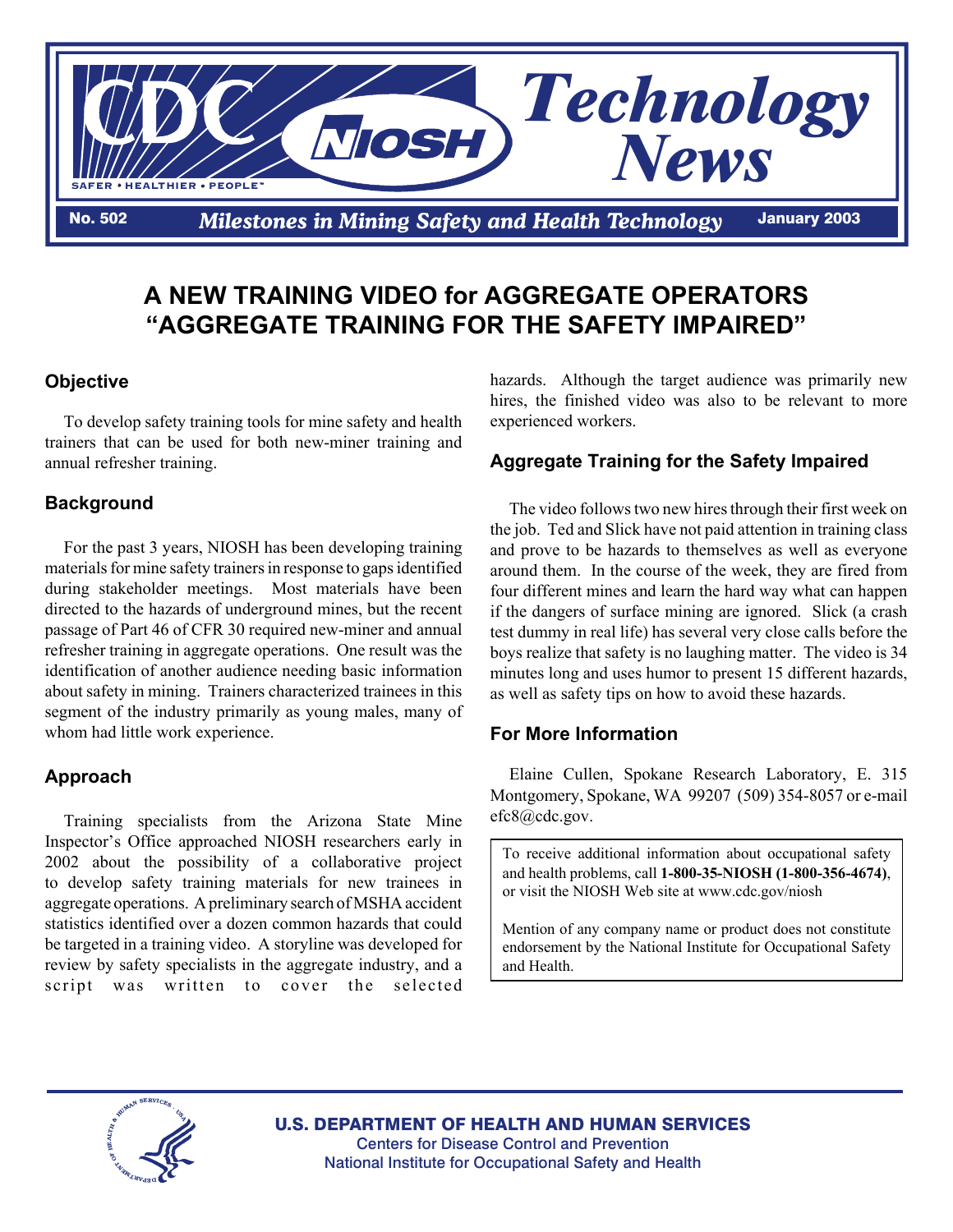# CDC NIOSH Technology News

**No. 502** *Milestones in Mining Safety and Health Technology* **January 2003**

# A NEW TRAINING VIDEO for AGGREGATE OPERATORS "AGGREGATE TRAINING FOR THE SAFETY IMPAIRED"

## Objective

To develop safety training tools for mine safety and health trainers that can be used for both new-miner training and annual refresher training.

## Background

For the past 3 years, NIOSH has been developing training materials for mine safety trainers in response to gaps identified during stakeholder meetings. Most materials have been directed to the hazards of underground mines, but the recent passage of Part 46 of CFR 30 required new-miner and annual refresher training in aggregate operations. One result was the identification of another audience needing basic information about safety in mining. Trainers characterized trainees in this segment of the industry primarily as young males, many of whom had little work experience.

## Approach

Training specialists from the Arizona State Mine Inspector's Office approached NIOSH researchers early in 2002 about the possibility of a collaborative project to develop safety training materials for new trainees in aggregate operations. A preliminary search of MSHA accident statistics identified over a dozen common hazards that could be targeted in a training video. A storyline was developed for review by safety specialists in the aggregate industry, and a script was written to cover the selected hazards. Although the target audience was primarily new hires, the finished video was also to be relevant to more experienced workers.

## Aggregate Training for the Safety Impaired

The video follows two new hires through their first week on the job. Ted and Slick have not paid attention in training class and prove to be hazards to themselves as well as everyone around them. In the course of the week, they are fired from four different mines and learn the hard way what can happen if the dangers of surface mining are ignored. Slick (a crash test dummy in real life) has several very close calls before the boys realize that safety is no laughing matter. The video is 34 minutes long and uses humor to present 15 different hazards, as well as safety tips on how to avoid these hazards.

## For More Information

Elaine Cullen, Spokane Research Laboratory, E. 315 Montgomery, Spokane, WA 99207 (509) 354-8057 or e-mail efc8@cdc.gov.

To receive additional information about occupational safety and health problems, call **1-800-35-NIOSH (1-800-356-4674)**, or visit the NIOSH Web site at www.cdc.gov/niosh

Mention of any company name or product does not constitute endorsement by the National Institute for Occupational Safety and Health.

**U.S. DEPARTMENT OF HEALTH AND HUMAN SERVICES**
Centers for Disease Control and Prevention
National Institute for Occupational Safety and Health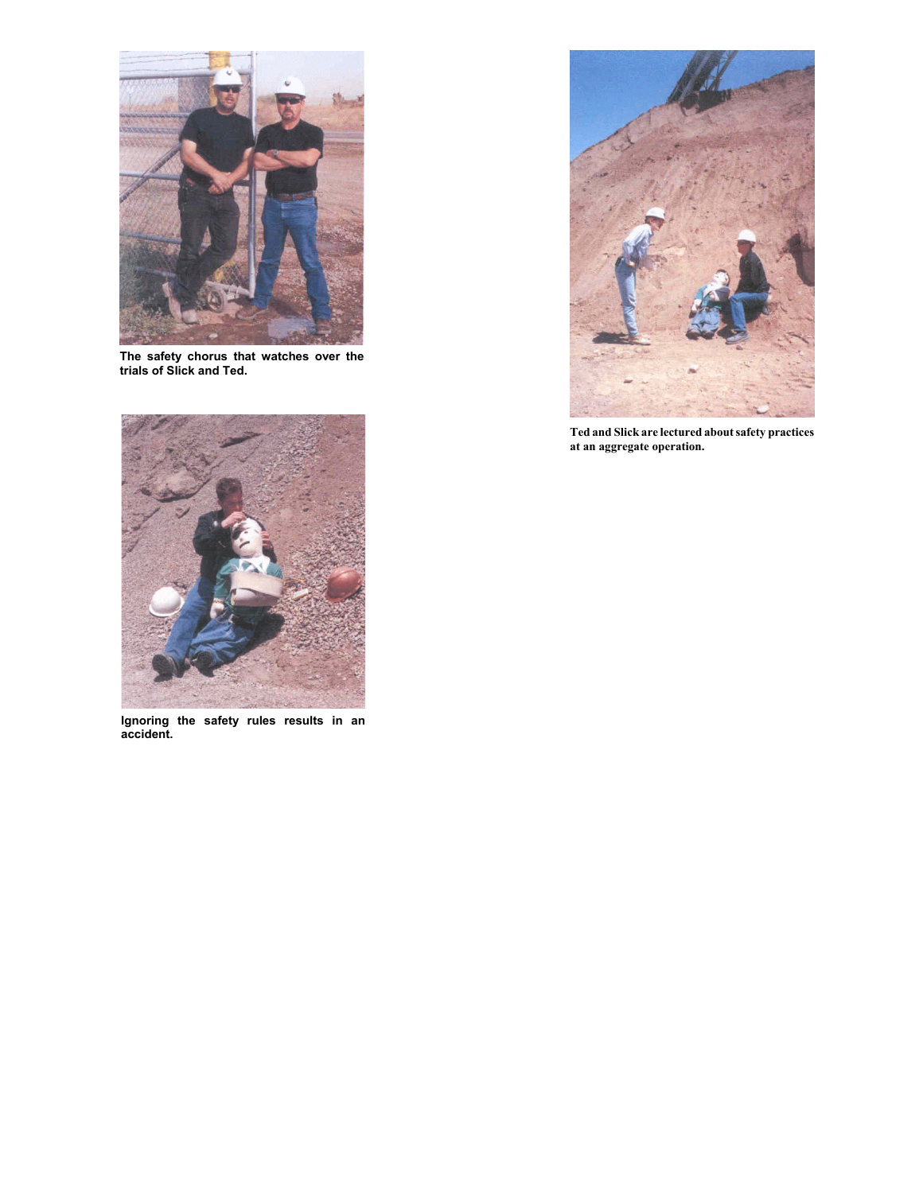The safety chorus that watches over the trials of Slick and Ted.

Ignoring the safety rules results in an accident.

Ted and Slick are lectured about safety practices at an aggregate operation.